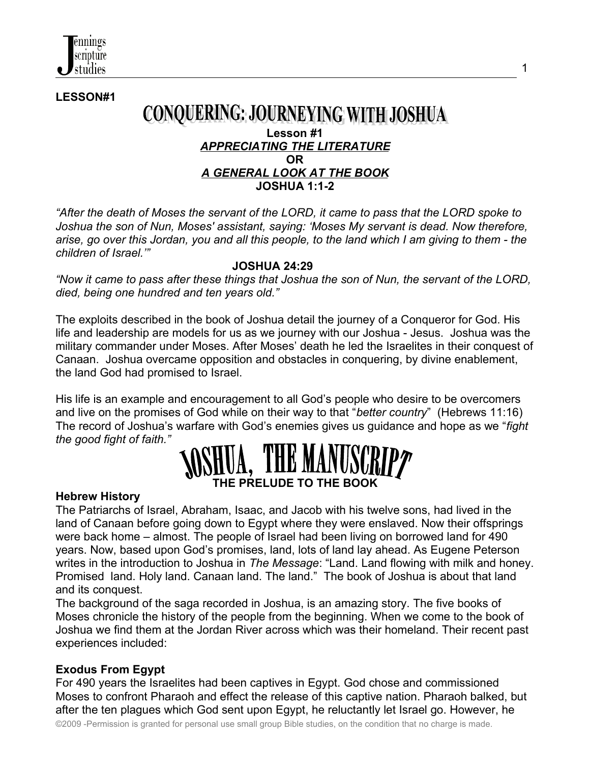**LESSON#1**

# CONQUERING: JOURNEYING WITH JOSHUA

**Lesson #1**
***APPRECIATING THE LITERATURE***
**OR**
***A GENERAL LOOK AT THE BOOK***
**JOSHUA 1:1-2**

*"After the death of Moses the servant of the LORD, it came to pass that the LORD spoke to Joshua the son of Nun, Moses' assistant, saying: 'Moses My servant is dead. Now therefore, arise, go over this Jordan, you and all this people, to the land which I am giving to them - the children of Israel.'"*

**JOSHUA 24:29**
*"Now it came to pass after these things that Joshua the son of Nun, the servant of the LORD, died, being one hundred and ten years old."*

The exploits described in the book of Joshua detail the journey of a Conqueror for God. His life and leadership are models for us as we journey with our Joshua - Jesus. Joshua was the military commander under Moses. After Moses' death he led the Israelites in their conquest of Canaan. Joshua overcame opposition and obstacles in conquering, by divine enablement, the land God had promised to Israel.

His life is an example and encouragement to all God's people who desire to be overcomers and live on the promises of God while on their way to that "*better country*" (Hebrews 11:16) The record of Joshua's warfare with God's enemies gives us guidance and hope as we "*fight the good fight of faith."*

## JOSHUA, THE MANUSCRIPT

### THE PRELUDE TO THE BOOK

**Hebrew History**
The Patriarchs of Israel, Abraham, Isaac, and Jacob with his twelve sons, had lived in the land of Canaan before going down to Egypt where they were enslaved. Now their offsprings were back home – almost. The people of Israel had been living on borrowed land for 490 years. Now, based upon God's promises, land, lots of land lay ahead. As Eugene Peterson writes in the introduction to Joshua in *The Message*: "Land. Land flowing with milk and honey. Promised land. Holy land. Canaan land. The land." The book of Joshua is about that land and its conquest.
The background of the saga recorded in Joshua, is an amazing story. The five books of Moses chronicle the history of the people from the beginning. When we come to the book of Joshua we find them at the Jordan River across which was their homeland. Their recent past experiences included:

**Exodus From Egypt**
For 490 years the Israelites had been captives in Egypt. God chose and commissioned Moses to confront Pharaoh and effect the release of this captive nation. Pharaoh balked, but after the ten plagues which God sent upon Egypt, he reluctantly let Israel go. However, he

©2009 -Permission is granted for personal use small group Bible studies, on the condition that no charge is made.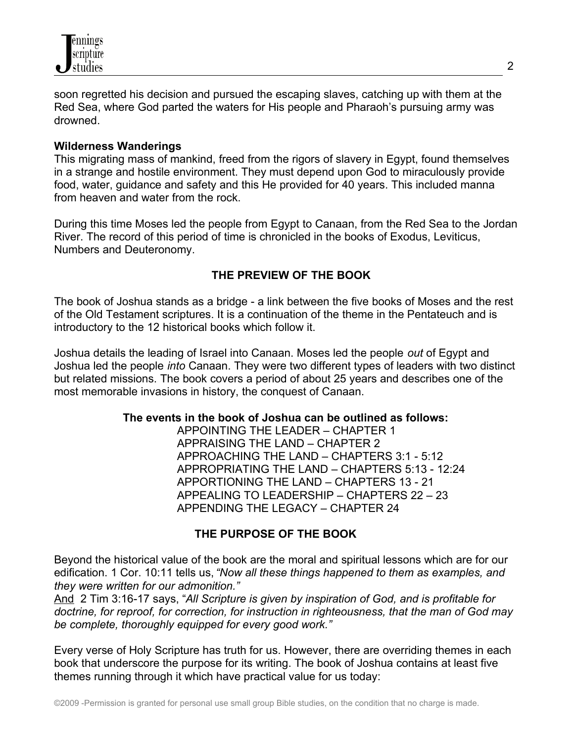soon regretted his decision and pursued the escaping slaves, catching up with them at the Red Sea, where God parted the waters for His people and Pharaoh's pursuing army was drowned.

**Wilderness Wanderings**

This migrating mass of mankind, freed from the rigors of slavery in Egypt, found themselves in a strange and hostile environment. They must depend upon God to miraculously provide food, water, guidance and safety and this He provided for 40 years. This included manna from heaven and water from the rock.

During this time Moses led the people from Egypt to Canaan, from the Red Sea to the Jordan River. The record of this period of time is chronicled in the books of Exodus, Leviticus, Numbers and Deuteronomy.

## THE PREVIEW OF THE BOOK

The book of Joshua stands as a bridge - a link between the five books of Moses and the rest of the Old Testament scriptures. It is a continuation of the theme in the Pentateuch and is introductory to the 12 historical books which follow it.

Joshua details the leading of Israel into Canaan. Moses led the people *out* of Egypt and Joshua led the people *into* Canaan. They were two different types of leaders with two distinct but related missions. The book covers a period of about 25 years and describes one of the most memorable invasions in history, the conquest of Canaan.

**The events in the book of Joshua can be outlined as follows:**

APPOINTING THE LEADER – CHAPTER 1
APPRAISING THE LAND – CHAPTER 2
APPROACHING THE LAND – CHAPTERS 3:1 - 5:12
APPROPRIATING THE LAND – CHAPTERS 5:13 - 12:24
APPORTIONING THE LAND – CHAPTERS 13 - 21
APPEALING TO LEADERSHIP – CHAPTERS 22 – 23
APPENDING THE LEGACY – CHAPTER 24

## THE PURPOSE OF THE BOOK

Beyond the historical value of the book are the moral and spiritual lessons which are for our edification. 1 Cor. 10:11 tells us, *"Now all these things happened to them as examples, and they were written for our admonition."*
And 2 Tim 3:16-17 says, "*All Scripture is given by inspiration of God, and is profitable for doctrine, for reproof, for correction, for instruction in righteousness, that the man of God may be complete, thoroughly equipped for every good work."*

Every verse of Holy Scripture has truth for us. However, there are overriding themes in each book that underscore the purpose for its writing. The book of Joshua contains at least five themes running through it which have practical value for us today: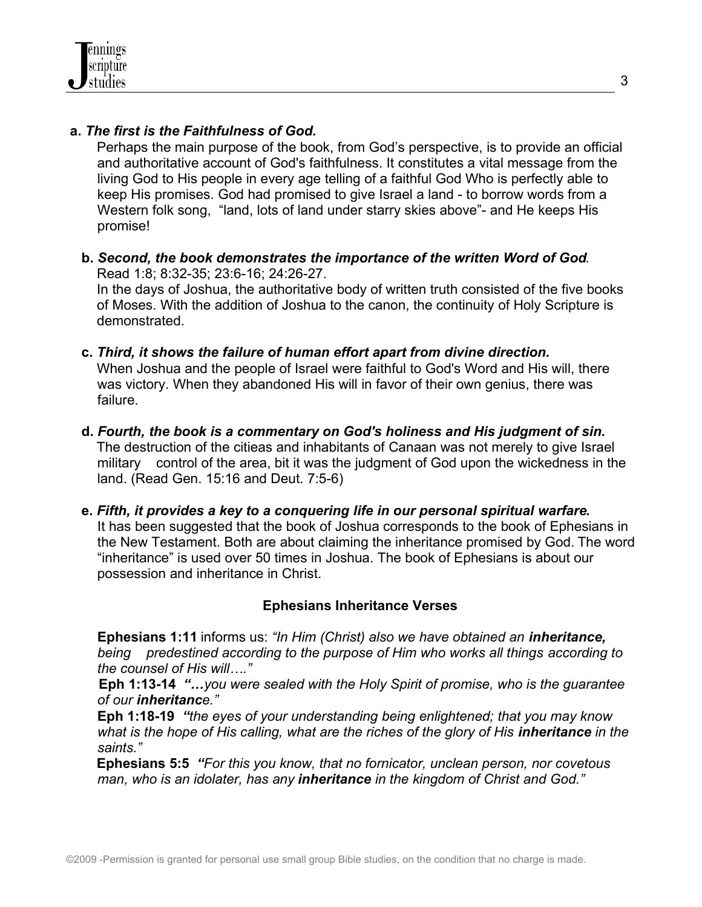**a.** ***The first is the Faithfulness of God.***

Perhaps the main purpose of the book, from God's perspective, is to provide an official and authoritative account of God's faithfulness. It constitutes a vital message from the living God to His people in every age telling of a faithful God Who is perfectly able to keep His promises. God had promised to give Israel a land - to borrow words from a Western folk song, "land, lots of land under starry skies above"- and He keeps His promise!

**b.** ***Second, the book demonstrates the importance of the written Word of God****.*

Read 1:8; 8:32-35; 23:6-16; 24:26-27.

In the days of Joshua, the authoritative body of written truth consisted of the five books of Moses. With the addition of Joshua to the canon, the continuity of Holy Scripture is demonstrated.

**c.** ***Third, it shows the failure of human effort apart from divine direction.***

When Joshua and the people of Israel were faithful to God's Word and His will, there was victory. When they abandoned His will in favor of their own genius, there was failure.

**d.** ***Fourth, the book is a commentary on God's holiness and His judgment of sin.***

The destruction of the citieas and inhabitants of Canaan was not merely to give Israel military control of the area, bit it was the judgment of God upon the wickedness in the land. (Read Gen. 15:16 and Deut. 7:5-6)

**e.** ***Fifth, it provides a key to a conquering life in our personal spiritual warfare*****.**

It has been suggested that the book of Joshua corresponds to the book of Ephesians in the New Testament. Both are about claiming the inheritance promised by God. The word "inheritance" is used over 50 times in Joshua. The book of Ephesians is about our possession and inheritance in Christ.

**Ephesians Inheritance Verses**

**Ephesians 1:11** informs us: *"In Him (Christ) also we have obtained an* ***inheritance,*** *being predestined according to the purpose of Him who works all things according to the counsel of His will…."*

**Eph 1:13-14** ***"…****you were sealed with the Holy Spirit of promise, who is the guarantee of our* ***inheritanc****e."*

**Eph 1:18-19** ***"****the eyes of your understanding being enlightened; that you may know what is the hope of His calling, what are the riches of the glory of His* ***inheritance*** *in the saints."*

**Ephesians 5:5** ***"****For this you know, that no fornicator, unclean person, nor covetous man, who is an idolater, has any* ***inheritance*** *in the kingdom of Christ and God."*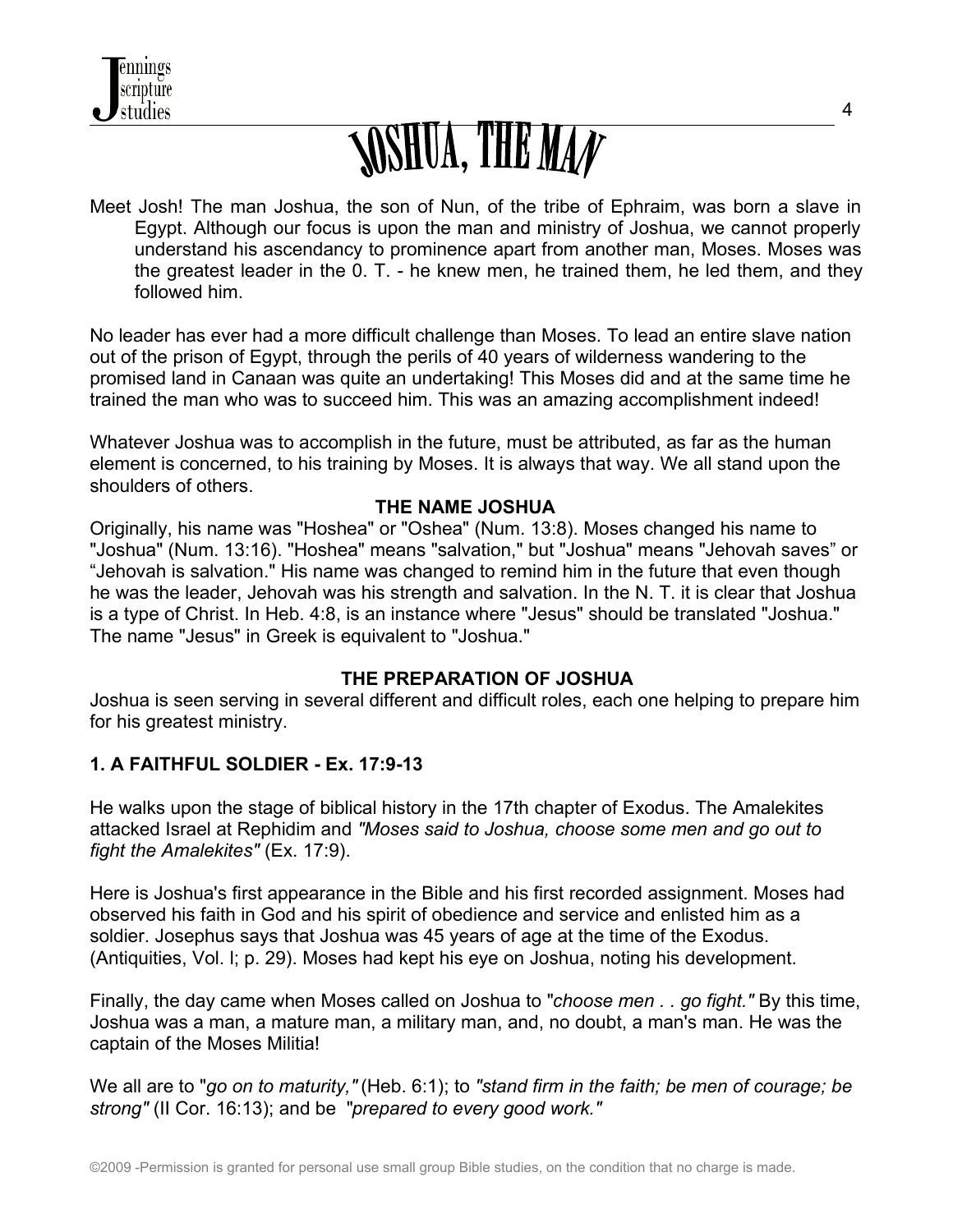# JOSHUA, THE MAN

Meet Josh! The man Joshua, the son of Nun, of the tribe of Ephraim, was born a slave in Egypt. Although our focus is upon the man and ministry of Joshua, we cannot properly understand his ascendancy to prominence apart from another man, Moses. Moses was the greatest leader in the 0. T. - he knew men, he trained them, he led them, and they followed him.

No leader has ever had a more difficult challenge than Moses. To lead an entire slave nation out of the prison of Egypt, through the perils of 40 years of wilderness wandering to the promised land in Canaan was quite an undertaking! This Moses did and at the same time he trained the man who was to succeed him. This was an amazing accomplishment indeed!

Whatever Joshua was to accomplish in the future, must be attributed, as far as the human element is concerned, to his training by Moses. It is always that way. We all stand upon the shoulders of others.

## THE NAME JOSHUA

Originally, his name was "Hoshea" or "Oshea" (Num. 13:8). Moses changed his name to "Joshua" (Num. 13:16). "Hoshea" means "salvation," but "Joshua" means "Jehovah saves" or "Jehovah is salvation." His name was changed to remind him in the future that even though he was the leader, Jehovah was his strength and salvation. In the N. T. it is clear that Joshua is a type of Christ. In Heb. 4:8, is an instance where "Jesus" should be translated "Joshua." The name "Jesus" in Greek is equivalent to "Joshua."

## THE PREPARATION OF JOSHUA

Joshua is seen serving in several different and difficult roles, each one helping to prepare him for his greatest ministry.

### 1. A FAITHFUL SOLDIER - Ex. 17:9-13

He walks upon the stage of biblical history in the 17th chapter of Exodus. The Amalekites attacked Israel at Rephidim and *"Moses said to Joshua, choose some men and go out to fight the Amalekites"* (Ex. 17:9).

Here is Joshua's first appearance in the Bible and his first recorded assignment. Moses had observed his faith in God and his spirit of obedience and service and enlisted him as a soldier. Josephus says that Joshua was 45 years of age at the time of the Exodus. (Antiquities, Vol. I; p. 29). Moses had kept his eye on Joshua, noting his development.

Finally, the day came when Moses called on Joshua to "*choose men . . go fight."* By this time, Joshua was a man, a mature man, a military man, and, no doubt, a man's man. He was the captain of the Moses Militia!

We all are to "*go on to maturity,"* (Heb. 6:1); to *"stand firm in the faith; be men of courage; be strong"* (II Cor. 16:13); and be *"prepared to every good work."*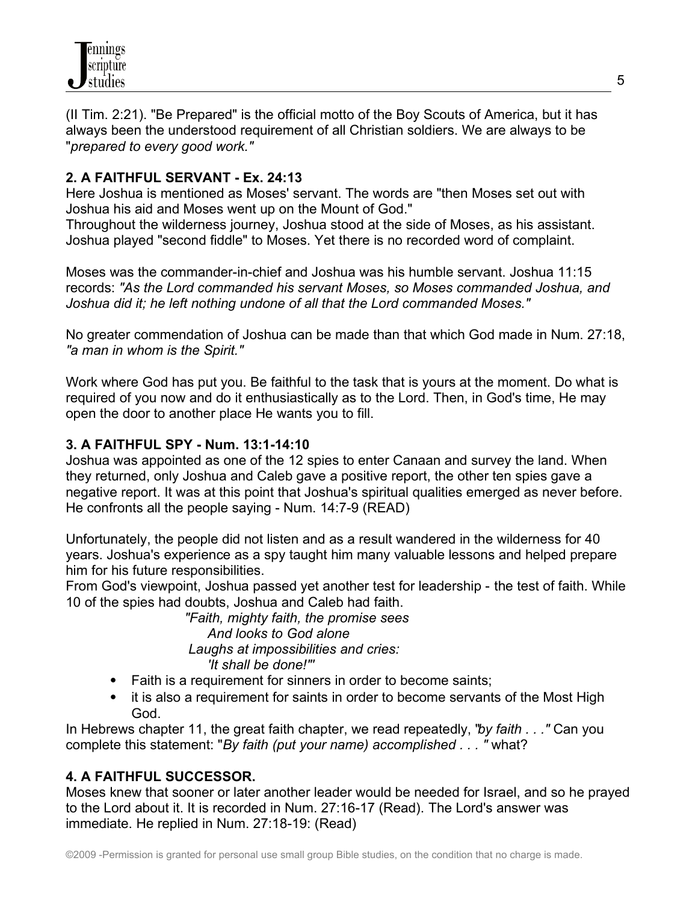(II Tim. 2:21). "Be Prepared" is the official motto of the Boy Scouts of America, but it has always been the understood requirement of all Christian soldiers. We are always to be "*prepared to every good work."*

**2. A FAITHFUL SERVANT - Ex. 24:13**

Here Joshua is mentioned as Moses' servant. The words are "then Moses set out with Joshua his aid and Moses went up on the Mount of God."

Throughout the wilderness journey, Joshua stood at the side of Moses, as his assistant. Joshua played "second fiddle" to Moses. Yet there is no recorded word of complaint.

Moses was the commander-in-chief and Joshua was his humble servant. Joshua 11:15 records: *"As the Lord commanded his servant Moses, so Moses commanded Joshua, and Joshua did it; he left nothing undone of all that the Lord commanded Moses."*

No greater commendation of Joshua can be made than that which God made in Num. 27:18, *"a man in whom is the Spirit."*

Work where God has put you. Be faithful to the task that is yours at the moment. Do what is required of you now and do it enthusiastically as to the Lord. Then, in God's time, He may open the door to another place He wants you to fill.

**3. A FAITHFUL SPY - Num. 13:1-14:10**

Joshua was appointed as one of the 12 spies to enter Canaan and survey the land. When they returned, only Joshua and Caleb gave a positive report, the other ten spies gave a negative report. It was at this point that Joshua's spiritual qualities emerged as never before. He confronts all the people saying - Num. 14:7-9 (READ)

Unfortunately, the people did not listen and as a result wandered in the wilderness for 40 years. Joshua's experience as a spy taught him many valuable lessons and helped prepare him for his future responsibilities.

From God's viewpoint, Joshua passed yet another test for leadership - the test of faith. While 10 of the spies had doubts, Joshua and Caleb had faith.

*"Faith, mighty faith, the promise sees*
*And looks to God alone*
*Laughs at impossibilities and cries:*
*'It shall be done!'"*

- Faith is a requirement for sinners in order to become saints;
- it is also a requirement for saints in order to become servants of the Most High God.

In Hebrews chapter 11, the great faith chapter, we read repeatedly, "*by faith . . ."* Can you complete this statement: "*By faith (put your name) accomplished . . . "* what?

**4. A FAITHFUL SUCCESSOR.**

Moses knew that sooner or later another leader would be needed for Israel, and so he prayed to the Lord about it. It is recorded in Num. 27:16-17 (Read). The Lord's answer was immediate. He replied in Num. 27:18-19: (Read)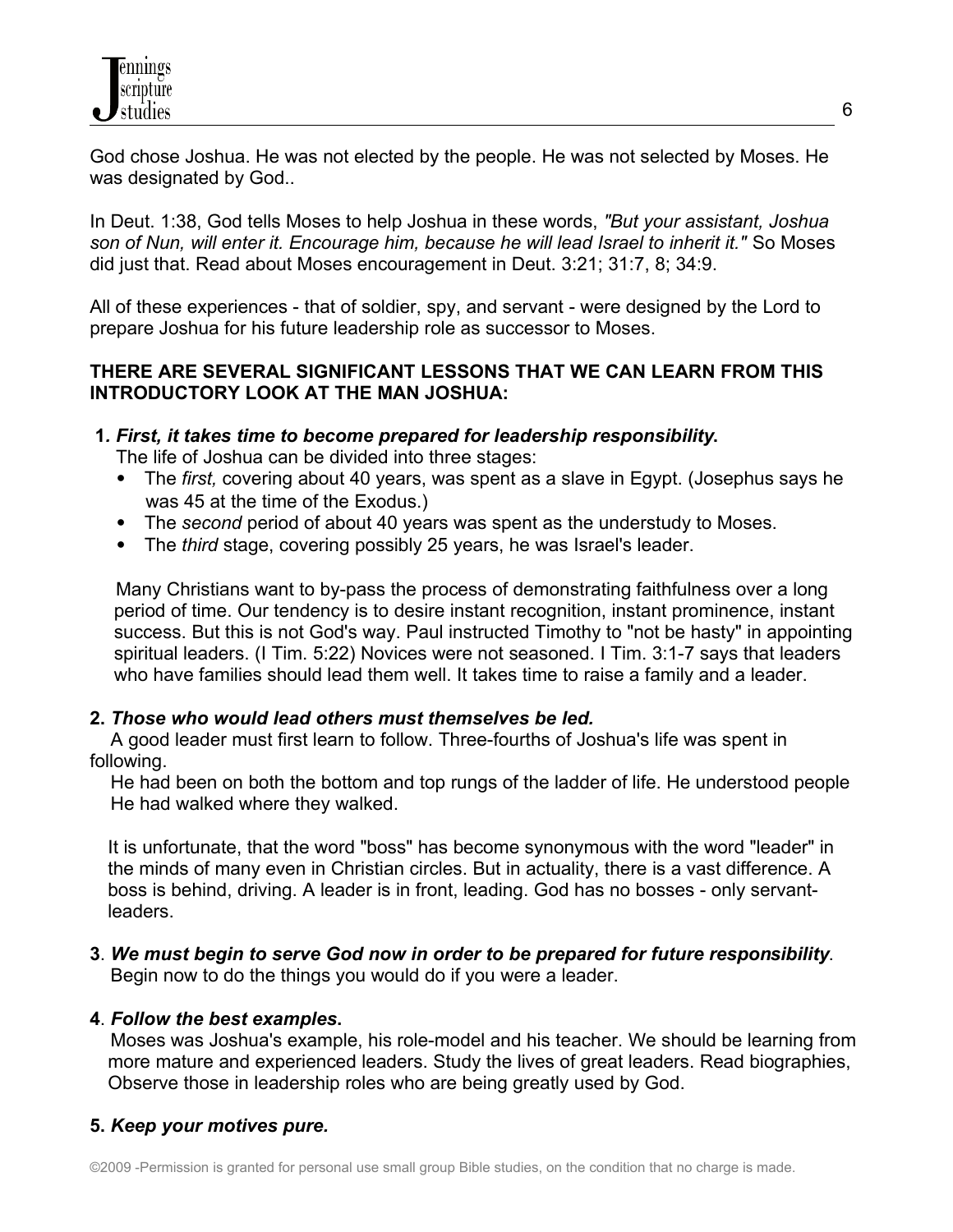God chose Joshua. He was not elected by the people. He was not selected by Moses. He was designated by God..

In Deut. 1:38, God tells Moses to help Joshua in these words, *"But your assistant, Joshua son of Nun, will enter it. Encourage him, because he will lead Israel to inherit it."* So Moses did just that. Read about Moses encouragement in Deut. 3:21; 31:7, 8; 34:9.

All of these experiences - that of soldier, spy, and servant - were designed by the Lord to prepare Joshua for his future leadership role as successor to Moses.

**THERE ARE SEVERAL SIGNIFICANT LESSONS THAT WE CAN LEARN FROM THIS INTRODUCTORY LOOK AT THE MAN JOSHUA:**

**1*. First, it takes time to become prepared for leadership responsibility*.**

The life of Joshua can be divided into three stages:

- The *first,* covering about 40 years, was spent as a slave in Egypt. (Josephus says he was 45 at the time of the Exodus.)
- The *second* period of about 40 years was spent as the understudy to Moses.
- The *third* stage, covering possibly 25 years, he was Israel's leader.

Many Christians want to by-pass the process of demonstrating faithfulness over a long period of time. Our tendency is to desire instant recognition, instant prominence, instant success. But this is not God's way. Paul instructed Timothy to "not be hasty" in appointing spiritual leaders. (I Tim. 5:22) Novices were not seasoned. I Tim. 3:1-7 says that leaders who have families should lead them well. It takes time to raise a family and a leader.

**2. *Those who would lead others must themselves be led.***

A good leader must first learn to follow. Three-fourths of Joshua's life was spent in following.

He had been on both the bottom and top rungs of the ladder of life. He understood people He had walked where they walked.

It is unfortunate, that the word "boss" has become synonymous with the word "leader" in the minds of many even in Christian circles. But in actuality, there is a vast difference. A boss is behind, driving. A leader is in front, leading. God has no bosses - only servant-leaders.

**3**. ***We must begin to serve God now in order to be prepared for future responsibility***.

Begin now to do the things you would do if you were a leader.

**4**. ***Follow the best examples*.**

Moses was Joshua's example, his role-model and his teacher. We should be learning from more mature and experienced leaders. Study the lives of great leaders. Read biographies, Observe those in leadership roles who are being greatly used by God.

**5. *Keep your motives pure.***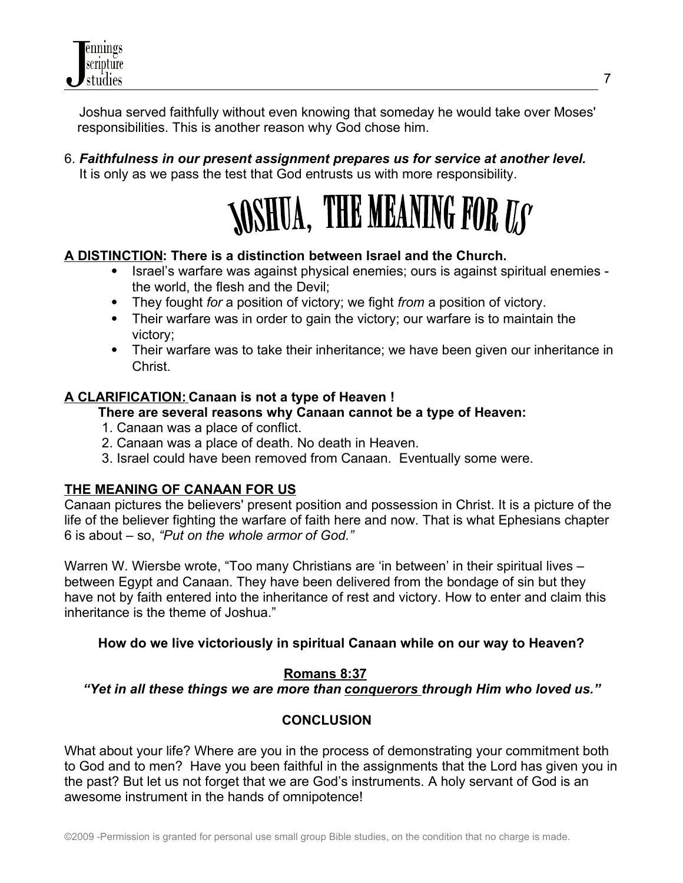Joshua served faithfully without even knowing that someday he would take over Moses' responsibilities. This is another reason why God chose him.

6. ***Faithfulness in our present assignment prepares us for service at another level.*** It is only as we pass the test that God entrusts us with more responsibility.

# JOSHUA, THE MEANING FOR US

**<u>A DISTINCTION</u>: There is a distinction between Israel and the Church.**

- Israel's warfare was against physical enemies; ours is against spiritual enemies - the world, the flesh and the Devil;
- They fought *for* a position of victory; we fight *from* a position of victory.
- Their warfare was in order to gain the victory; our warfare is to maintain the victory;
- Their warfare was to take their inheritance; we have been given our inheritance in Christ.

**<u>A CLARIFICATION:</u> Canaan is not a type of Heaven !**

**There are several reasons why Canaan cannot be a type of Heaven:**

1. Canaan was a place of conflict.
2. Canaan was a place of death. No death in Heaven.
3. Israel could have been removed from Canaan. Eventually some were.

**<u>THE MEANING OF CANAAN FOR US</u>**

Canaan pictures the believers' present position and possession in Christ. It is a picture of the life of the believer fighting the warfare of faith here and now. That is what Ephesians chapter 6 is about – so, *"Put on the whole armor of God."*

Warren W. Wiersbe wrote, "Too many Christians are 'in between' in their spiritual lives – between Egypt and Canaan. They have been delivered from the bondage of sin but they have not by faith entered into the inheritance of rest and victory. How to enter and claim this inheritance is the theme of Joshua."

**How do we live victoriously in spiritual Canaan while on our way to Heaven?**

**<u>Romans 8:37</u>**

***"Yet in all these things we are more than <u>conquerors</u> through Him who loved us."***

**CONCLUSION**

What about your life? Where are you in the process of demonstrating your commitment both to God and to men? Have you been faithful in the assignments that the Lord has given you in the past? But let us not forget that we are God's instruments. A holy servant of God is an awesome instrument in the hands of omnipotence!

©2009 -Permission is granted for personal use small group Bible studies, on the condition that no charge is made.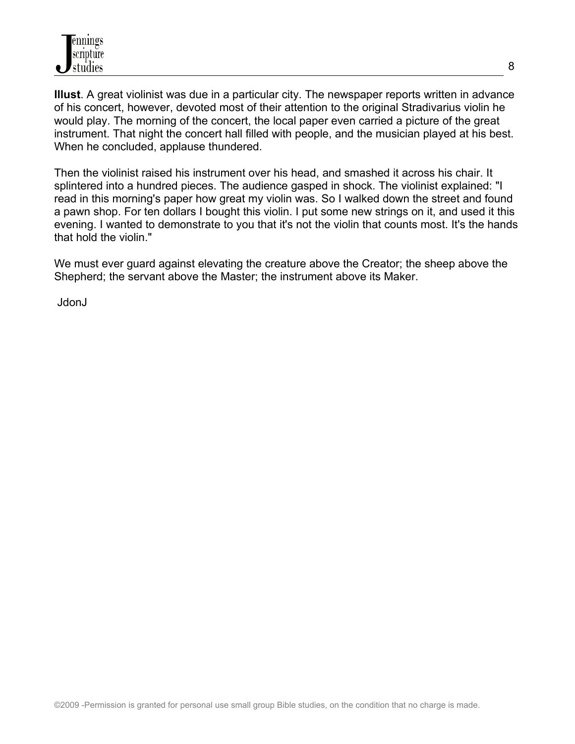**Illust**. A great violinist was due in a particular city. The newspaper reports written in advance of his concert, however, devoted most of their attention to the original Stradivarius violin he would play. The morning of the concert, the local paper even carried a picture of the great instrument. That night the concert hall filled with people, and the musician played at his best. When he concluded, applause thundered.

Then the violinist raised his instrument over his head, and smashed it across his chair. It splintered into a hundred pieces. The audience gasped in shock. The violinist explained: "I read in this morning's paper how great my violin was. So I walked down the street and found a pawn shop. For ten dollars I bought this violin. I put some new strings on it, and used it this evening. I wanted to demonstrate to you that it's not the violin that counts most. It's the hands that hold the violin."

We must ever guard against elevating the creature above the Creator; the sheep above the Shepherd; the servant above the Master; the instrument above its Maker.

JdonJ